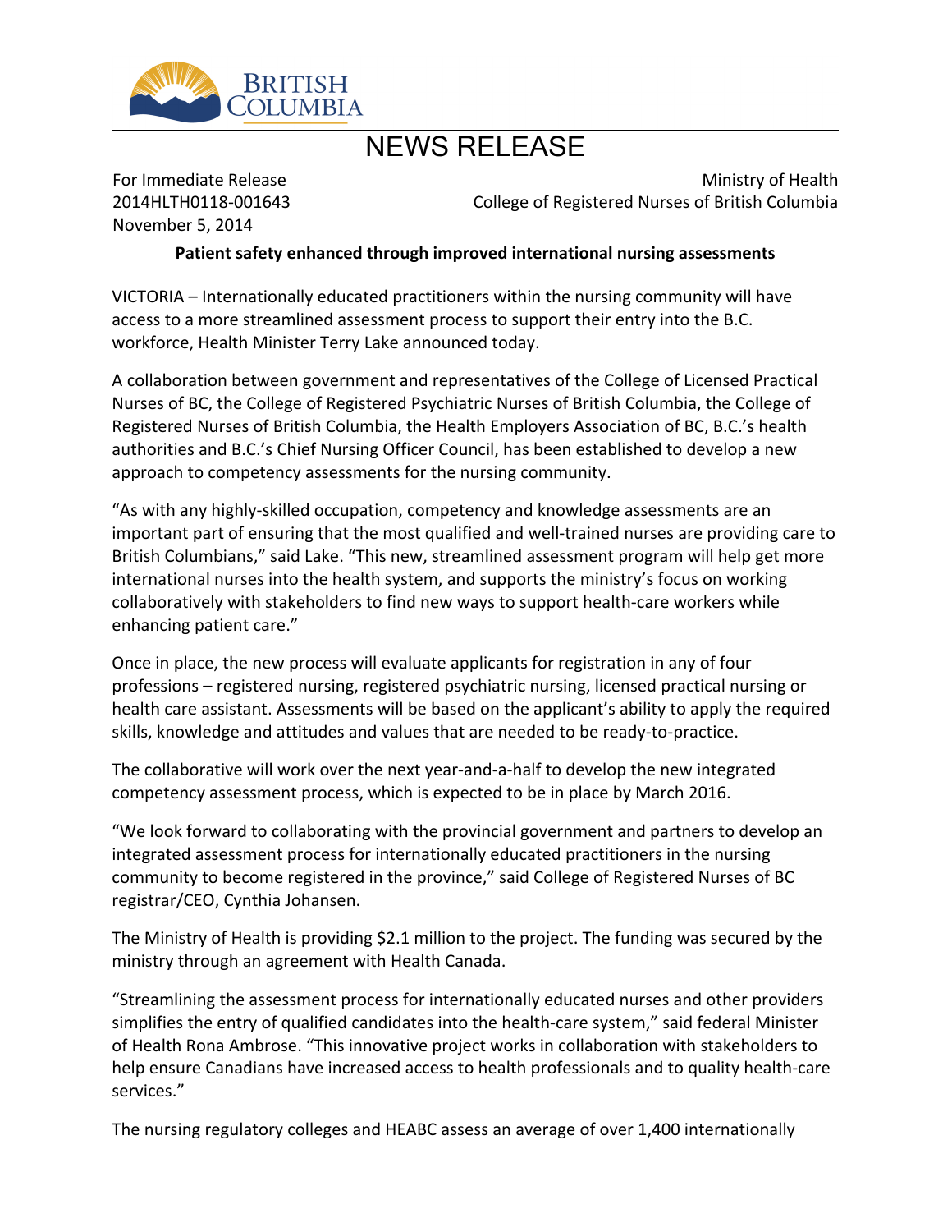BRITISH COLUMBIA

# NEWS RELEASE

For Immediate Release
2014HLTH0118-001643
November 5, 2014

Ministry of Health
College of Registered Nurses of British Columbia

**Patient safety enhanced through improved international nursing assessments**

VICTORIA – Internationally educated practitioners within the nursing community will have access to a more streamlined assessment process to support their entry into the B.C. workforce, Health Minister Terry Lake announced today.

A collaboration between government and representatives of the College of Licensed Practical Nurses of BC, the College of Registered Psychiatric Nurses of British Columbia, the College of Registered Nurses of British Columbia, the Health Employers Association of BC, B.C.'s health authorities and B.C.'s Chief Nursing Officer Council, has been established to develop a new approach to competency assessments for the nursing community.

"As with any highly-skilled occupation, competency and knowledge assessments are an important part of ensuring that the most qualified and well-trained nurses are providing care to British Columbians," said Lake. "This new, streamlined assessment program will help get more international nurses into the health system, and supports the ministry's focus on working collaboratively with stakeholders to find new ways to support health-care workers while enhancing patient care."

Once in place, the new process will evaluate applicants for registration in any of four professions – registered nursing, registered psychiatric nursing, licensed practical nursing or health care assistant. Assessments will be based on the applicant's ability to apply the required skills, knowledge and attitudes and values that are needed to be ready-to-practice.

The collaborative will work over the next year-and-a-half to develop the new integrated competency assessment process, which is expected to be in place by March 2016.

"We look forward to collaborating with the provincial government and partners to develop an integrated assessment process for internationally educated practitioners in the nursing community to become registered in the province," said College of Registered Nurses of BC registrar/CEO, Cynthia Johansen.

The Ministry of Health is providing $2.1 million to the project. The funding was secured by the ministry through an agreement with Health Canada.

"Streamlining the assessment process for internationally educated nurses and other providers simplifies the entry of qualified candidates into the health-care system," said federal Minister of Health Rona Ambrose. "This innovative project works in collaboration with stakeholders to help ensure Canadians have increased access to health professionals and to quality health-care services."

The nursing regulatory colleges and HEABC assess an average of over 1,400 internationally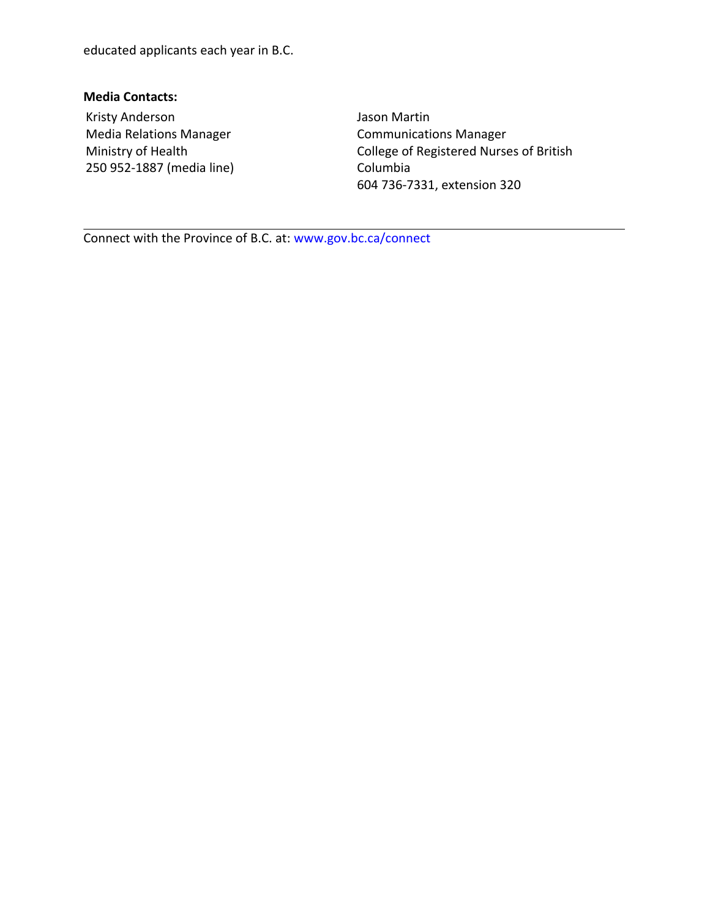educated applicants each year in B.C.

**Media Contacts:**

Kristy Anderson
Media Relations Manager
Ministry of Health
250 952-1887 (media line)

Jason Martin
Communications Manager
College of Registered Nurses of British Columbia
604 736-7331, extension 320

---

Connect with the Province of B.C. at: www.gov.bc.ca/connect